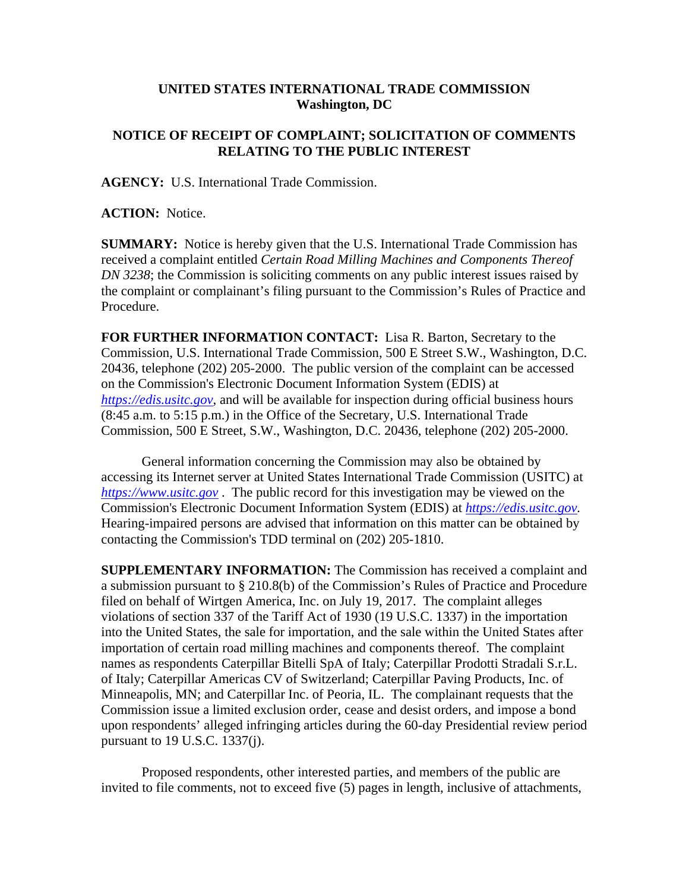**UNITED STATES INTERNATIONAL TRADE COMMISSION**
**Washington, DC**

**NOTICE OF RECEIPT OF COMPLAINT; SOLICITATION OF COMMENTS RELATING TO THE PUBLIC INTEREST**

**AGENCY:** U.S. International Trade Commission.

**ACTION:** Notice.

**SUMMARY:** Notice is hereby given that the U.S. International Trade Commission has received a complaint entitled *Certain Road Milling Machines and Components Thereof DN 3238*; the Commission is soliciting comments on any public interest issues raised by the complaint or complainant's filing pursuant to the Commission's Rules of Practice and Procedure.

**FOR FURTHER INFORMATION CONTACT:** Lisa R. Barton, Secretary to the Commission, U.S. International Trade Commission, 500 E Street S.W., Washington, D.C. 20436, telephone (202) 205-2000. The public version of the complaint can be accessed on the Commission's Electronic Document Information System (EDIS) at *https://edis.usitc.gov*, and will be available for inspection during official business hours (8:45 a.m. to 5:15 p.m.) in the Office of the Secretary, U.S. International Trade Commission, 500 E Street, S.W., Washington, D.C. 20436, telephone (202) 205-2000.

General information concerning the Commission may also be obtained by accessing its Internet server at United States International Trade Commission (USITC) at *https://www.usitc.gov* . The public record for this investigation may be viewed on the Commission's Electronic Document Information System (EDIS) at *https://edis.usitc.gov*. Hearing-impaired persons are advised that information on this matter can be obtained by contacting the Commission's TDD terminal on (202) 205-1810.

**SUPPLEMENTARY INFORMATION:** The Commission has received a complaint and a submission pursuant to § 210.8(b) of the Commission's Rules of Practice and Procedure filed on behalf of Wirtgen America, Inc. on July 19, 2017. The complaint alleges violations of section 337 of the Tariff Act of 1930 (19 U.S.C. 1337) in the importation into the United States, the sale for importation, and the sale within the United States after importation of certain road milling machines and components thereof. The complaint names as respondents Caterpillar Bitelli SpA of Italy; Caterpillar Prodotti Stradali S.r.L. of Italy; Caterpillar Americas CV of Switzerland; Caterpillar Paving Products, Inc. of Minneapolis, MN; and Caterpillar Inc. of Peoria, IL. The complainant requests that the Commission issue a limited exclusion order, cease and desist orders, and impose a bond upon respondents' alleged infringing articles during the 60-day Presidential review period pursuant to 19 U.S.C. 1337(j).

Proposed respondents, other interested parties, and members of the public are invited to file comments, not to exceed five (5) pages in length, inclusive of attachments,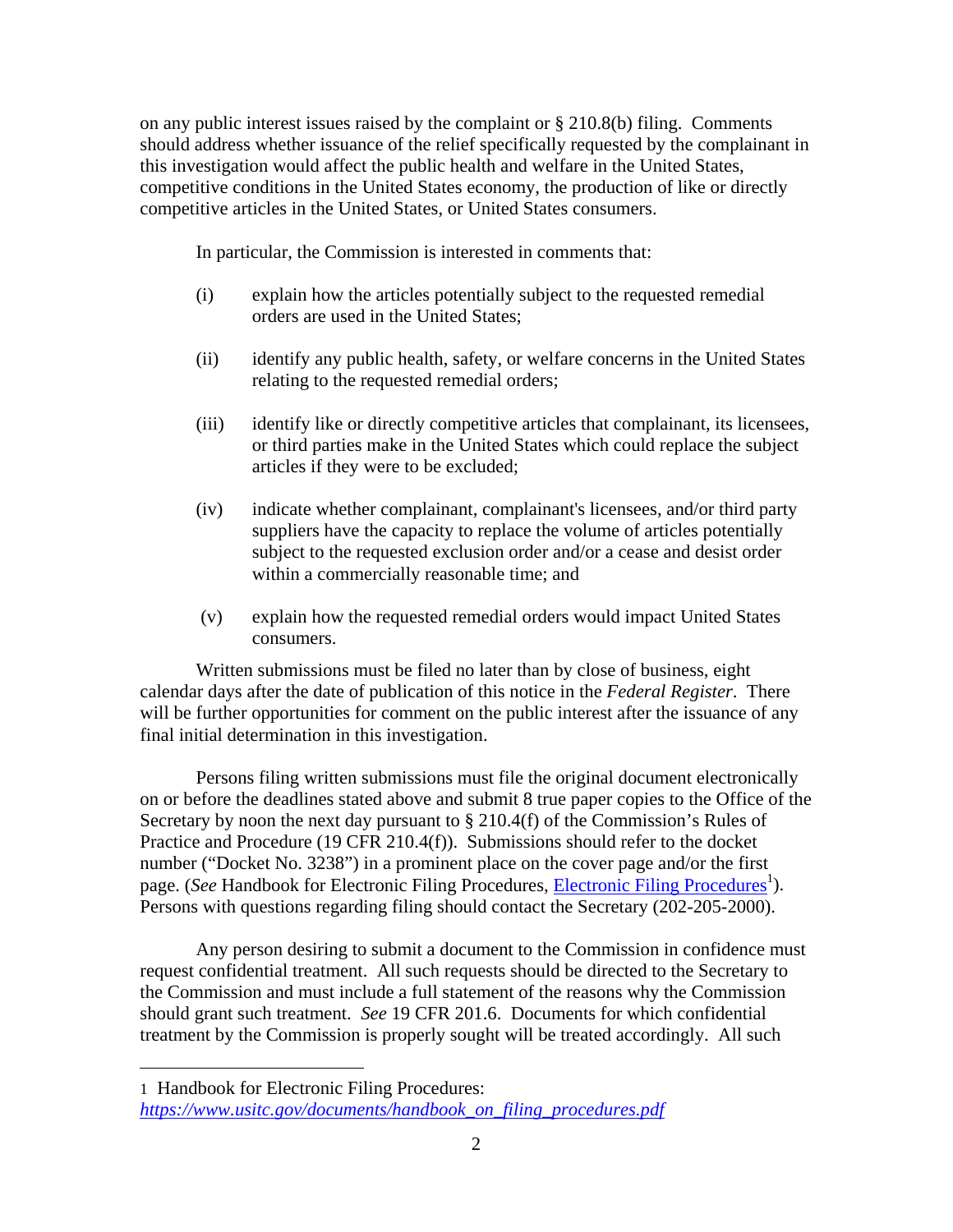on any public interest issues raised by the complaint or § 210.8(b) filing. Comments should address whether issuance of the relief specifically requested by the complainant in this investigation would affect the public health and welfare in the United States, competitive conditions in the United States economy, the production of like or directly competitive articles in the United States, or United States consumers.

In particular, the Commission is interested in comments that:

(i) explain how the articles potentially subject to the requested remedial orders are used in the United States;

(ii) identify any public health, safety, or welfare concerns in the United States relating to the requested remedial orders;

(iii) identify like or directly competitive articles that complainant, its licensees, or third parties make in the United States which could replace the subject articles if they were to be excluded;

(iv) indicate whether complainant, complainant's licensees, and/or third party suppliers have the capacity to replace the volume of articles potentially subject to the requested exclusion order and/or a cease and desist order within a commercially reasonable time; and

(v) explain how the requested remedial orders would impact United States consumers.

Written submissions must be filed no later than by close of business, eight calendar days after the date of publication of this notice in the *Federal Register*. There will be further opportunities for comment on the public interest after the issuance of any final initial determination in this investigation.

Persons filing written submissions must file the original document electronically on or before the deadlines stated above and submit 8 true paper copies to the Office of the Secretary by noon the next day pursuant to § 210.4(f) of the Commission's Rules of Practice and Procedure (19 CFR 210.4(f)). Submissions should refer to the docket number ("Docket No. 3238") in a prominent place on the cover page and/or the first page. (*See* Handbook for Electronic Filing Procedures, Electronic Filing Procedures[1]). Persons with questions regarding filing should contact the Secretary (202-205-2000).

Any person desiring to submit a document to the Commission in confidence must request confidential treatment. All such requests should be directed to the Secretary to the Commission and must include a full statement of the reasons why the Commission should grant such treatment. *See* 19 CFR 201.6. Documents for which confidential treatment by the Commission is properly sought will be treated accordingly. All such

---

1 Handbook for Electronic Filing Procedures: *https://www.usitc.gov/documents/handbook_on_filing_procedures.pdf*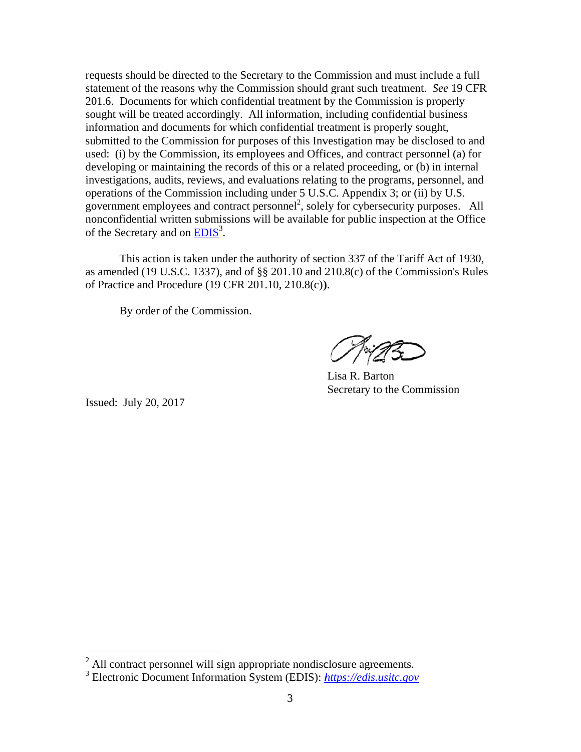requests should be directed to the Secretary to the Commission and must include a full statement of the reasons why the Commission should grant such treatment. *See* 19 CFR 201.6. Documents for which confidential treatment by the Commission is properly sought will be treated accordingly. All information, including confidential business information and documents for which confidential treatment is properly sought, submitted to the Commission for purposes of this Investigation may be disclosed to and used: (i) by the Commission, its employees and Offices, and contract personnel (a) for developing or maintaining the records of this or a related proceeding, or (b) in internal investigations, audits, reviews, and evaluations relating to the programs, personnel, and operations of the Commission including under 5 U.S.C. Appendix 3; or (ii) by U.S. government employees and contract personnel[2], solely for cybersecurity purposes. All nonconfidential written submissions will be available for public inspection at the Office of the Secretary and on EDIS[3].

This action is taken under the authority of section 337 of the Tariff Act of 1930, as amended (19 U.S.C. 1337), and of §§ 201.10 and 210.8(c) of the Commission's Rules of Practice and Procedure (19 CFR 201.10, 210.8(c)).

By order of the Commission.

Lisa R. Barton
Secretary to the Commission

Issued: July 20, 2017

---

[2] All contract personnel will sign appropriate nondisclosure agreements.

[3] Electronic Document Information System (EDIS): *https://edis.usitc.gov*